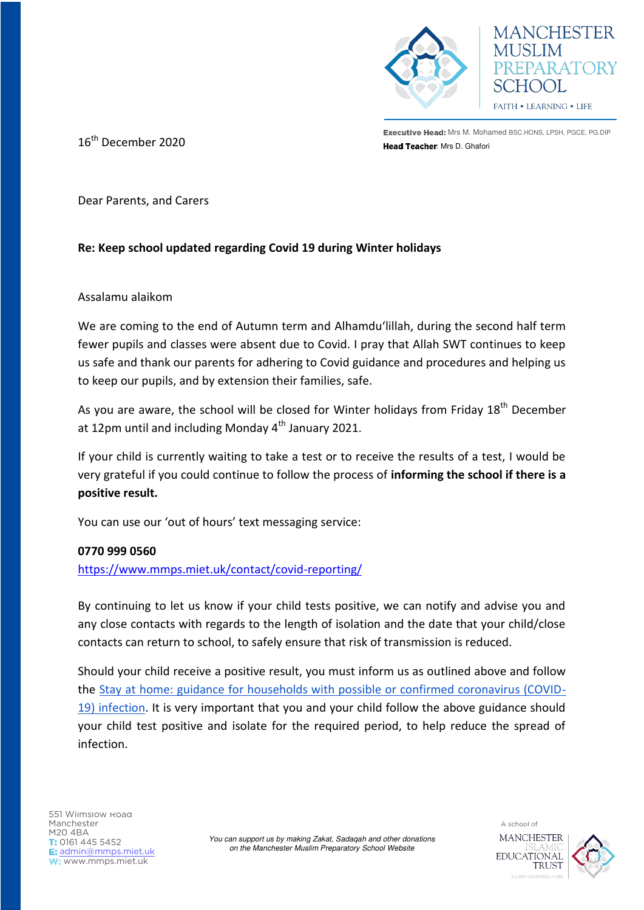MANCHESTER MUSLIM PREPARATORY SCHOOL

FAITH • LEARNING • LIFE

**Executive Head:** Mrs M. Mohamed BSC.HONS, LPSH, PGCE, PG.DIP
**Head Teacher**: Mrs D. Ghafori

16th December 2020

Dear Parents, and Carers

**Re: Keep school updated regarding Covid 19 during Winter holidays**

Assalamu alaikom

We are coming to the end of Autumn term and Alhamdu'lillah, during the second half term fewer pupils and classes were absent due to Covid. I pray that Allah SWT continues to keep us safe and thank our parents for adhering to Covid guidance and procedures and helping us to keep our pupils, and by extension their families, safe.

As you are aware, the school will be closed for Winter holidays from Friday 18th December at 12pm until and including Monday 4th January 2021.

If your child is currently waiting to take a test or to receive the results of a test, I would be very grateful if you could continue to follow the process of **informing the school if there is a positive result.**

You can use our 'out of hours' text messaging service:

**0770 999 0560**
https://www.mmps.miet.uk/contact/covid-reporting/

By continuing to let us know if your child tests positive, we can notify and advise you and any close contacts with regards to the length of isolation and the date that your child/close contacts can return to school, to safely ensure that risk of transmission is reduced.

Should your child receive a positive result, you must inform us as outlined above and follow the Stay at home: guidance for households with possible or confirmed coronavirus (COVID-19) infection. It is very important that you and your child follow the above guidance should your child test positive and isolate for the required period, to help reduce the spread of infection.

551 Wilmslow Road
Manchester
M20 4BA
**T:** 0161 445 5452
**E:** admin@mmps.miet.uk
**W:** www.mmps.miet.uk

*You can support us by making Zakat, Sadaqah and other donations on the Manchester Muslim Preparatory School Website*

A school of MANCHESTER ISLAMIC EDUCATIONAL TRUST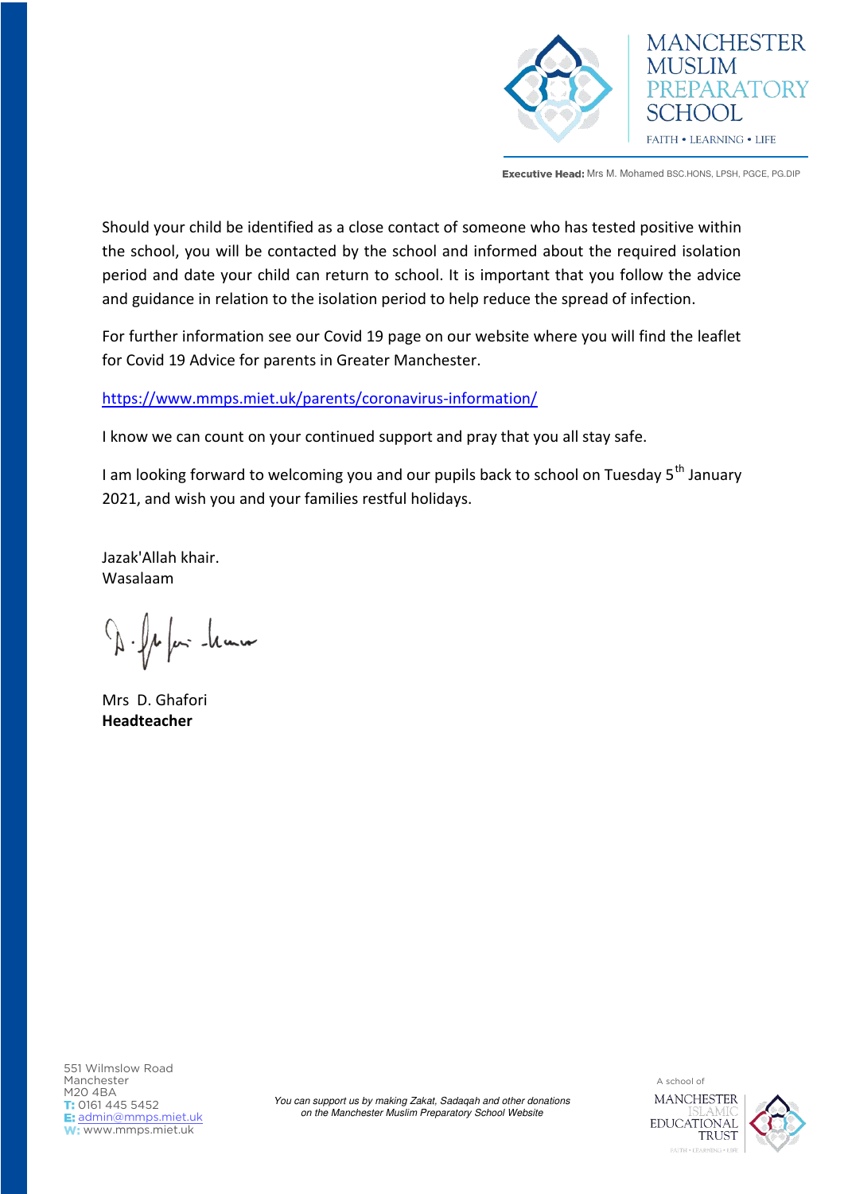Should your child be identified as a close contact of someone who has tested positive within the school, you will be contacted by the school and informed about the required isolation period and date your child can return to school. It is important that you follow the advice and guidance in relation to the isolation period to help reduce the spread of infection.

For further information see our Covid 19 page on our website where you will find the leaflet for Covid 19 Advice for parents in Greater Manchester.

https://www.mmps.miet.uk/parents/coronavirus-information/

I know we can count on your continued support and pray that you all stay safe.

I am looking forward to welcoming you and our pupils back to school on Tuesday 5th January 2021, and wish you and your families restful holidays.

Jazak'Allah khair.
Wasalaam

Mrs D. Ghafori
**Headteacher**

551 Wilmslow Road
Manchester
M20 4BA
T: 0161 445 5452
E: admin@mmps.miet.uk
W: www.mmps.miet.uk

*You can support us by making Zakat, Sadaqah and other donations on the Manchester Muslim Preparatory School Website*

A school of MANCHESTER ISLAMIC EDUCATIONAL TRUST